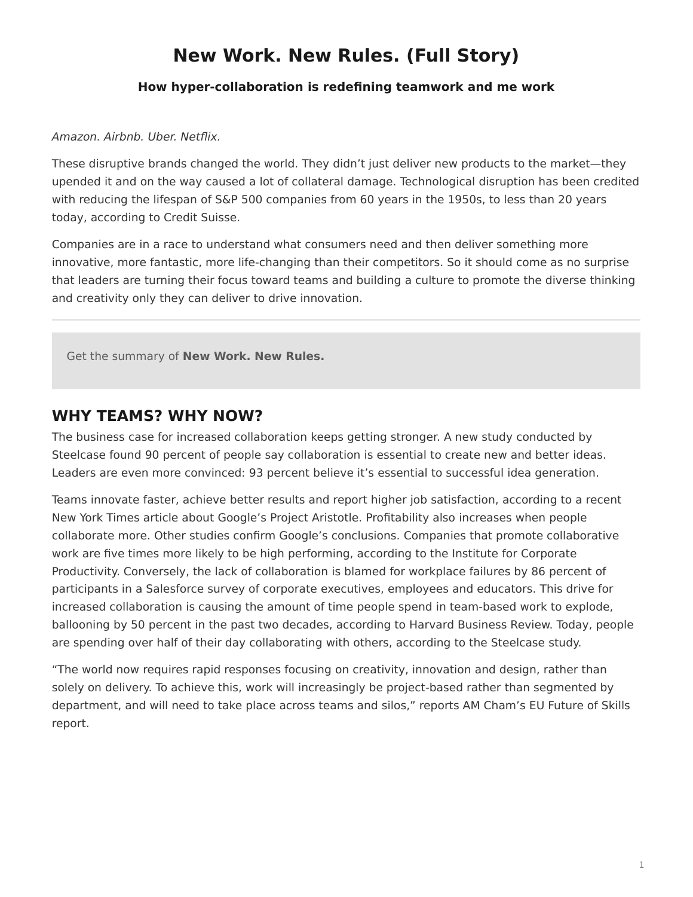# New Work. New Rules. (Full Story)

### How hyper-collaboration is redefining teamwork and me work

*Amazon. Airbnb. Uber. Netflix.*

These disruptive brands changed the world. They didn't just deliver new products to the market—they upended it and on the way caused a lot of collateral damage. Technological disruption has been credited with reducing the lifespan of S&P 500 companies from 60 years in the 1950s, to less than 20 years today, according to Credit Suisse.

Companies are in a race to understand what consumers need and then deliver something more innovative, more fantastic, more life-changing than their competitors. So it should come as no surprise that leaders are turning their focus toward teams and building a culture to promote the diverse thinking and creativity only they can deliver to drive innovation.

---

Get the summary of **New Work. New Rules.**

## WHY TEAMS? WHY NOW?

The business case for increased collaboration keeps getting stronger. A new study conducted by Steelcase found 90 percent of people say collaboration is essential to create new and better ideas. Leaders are even more convinced: 93 percent believe it's essential to successful idea generation.

Teams innovate faster, achieve better results and report higher job satisfaction, according to a recent New York Times article about Google's Project Aristotle. Profitability also increases when people collaborate more. Other studies confirm Google's conclusions. Companies that promote collaborative work are five times more likely to be high performing, according to the Institute for Corporate Productivity. Conversely, the lack of collaboration is blamed for workplace failures by 86 percent of participants in a Salesforce survey of corporate executives, employees and educators. This drive for increased collaboration is causing the amount of time people spend in team-based work to explode, ballooning by 50 percent in the past two decades, according to Harvard Business Review. Today, people are spending over half of their day collaborating with others, according to the Steelcase study.

"The world now requires rapid responses focusing on creativity, innovation and design, rather than solely on delivery. To achieve this, work will increasingly be project-based rather than segmented by department, and will need to take place across teams and silos," reports AM Cham's EU Future of Skills report.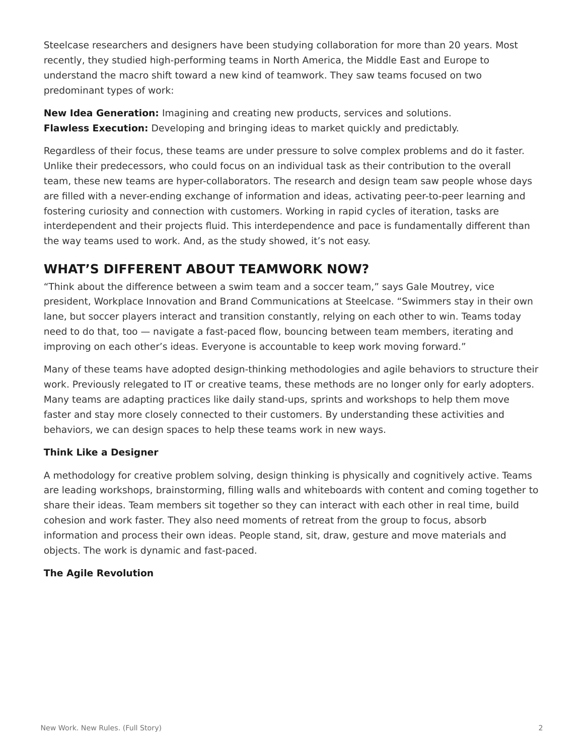Steelcase researchers and designers have been studying collaboration for more than 20 years. Most recently, they studied high-performing teams in North America, the Middle East and Europe to understand the macro shift toward a new kind of teamwork. They saw teams focused on two predominant types of work:

**New Idea Generation:** Imagining and creating new products, services and solutions.
**Flawless Execution:** Developing and bringing ideas to market quickly and predictably.

Regardless of their focus, these teams are under pressure to solve complex problems and do it faster. Unlike their predecessors, who could focus on an individual task as their contribution to the overall team, these new teams are hyper-collaborators. The research and design team saw people whose days are filled with a never-ending exchange of information and ideas, activating peer-to-peer learning and fostering curiosity and connection with customers. Working in rapid cycles of iteration, tasks are interdependent and their projects fluid. This interdependence and pace is fundamentally different than the way teams used to work. And, as the study showed, it's not easy.

## WHAT'S DIFFERENT ABOUT TEAMWORK NOW?

"Think about the difference between a swim team and a soccer team," says Gale Moutrey, vice president, Workplace Innovation and Brand Communications at Steelcase. "Swimmers stay in their own lane, but soccer players interact and transition constantly, relying on each other to win. Teams today need to do that, too — navigate a fast-paced flow, bouncing between team members, iterating and improving on each other's ideas. Everyone is accountable to keep work moving forward."

Many of these teams have adopted design-thinking methodologies and agile behaviors to structure their work. Previously relegated to IT or creative teams, these methods are no longer only for early adopters. Many teams are adapting practices like daily stand-ups, sprints and workshops to help them move faster and stay more closely connected to their customers. By understanding these activities and behaviors, we can design spaces to help these teams work in new ways.

### Think Like a Designer

A methodology for creative problem solving, design thinking is physically and cognitively active. Teams are leading workshops, brainstorming, filling walls and whiteboards with content and coming together to share their ideas. Team members sit together so they can interact with each other in real time, build cohesion and work faster. They also need moments of retreat from the group to focus, absorb information and process their own ideas. People stand, sit, draw, gesture and move materials and objects. The work is dynamic and fast-paced.

### The Agile Revolution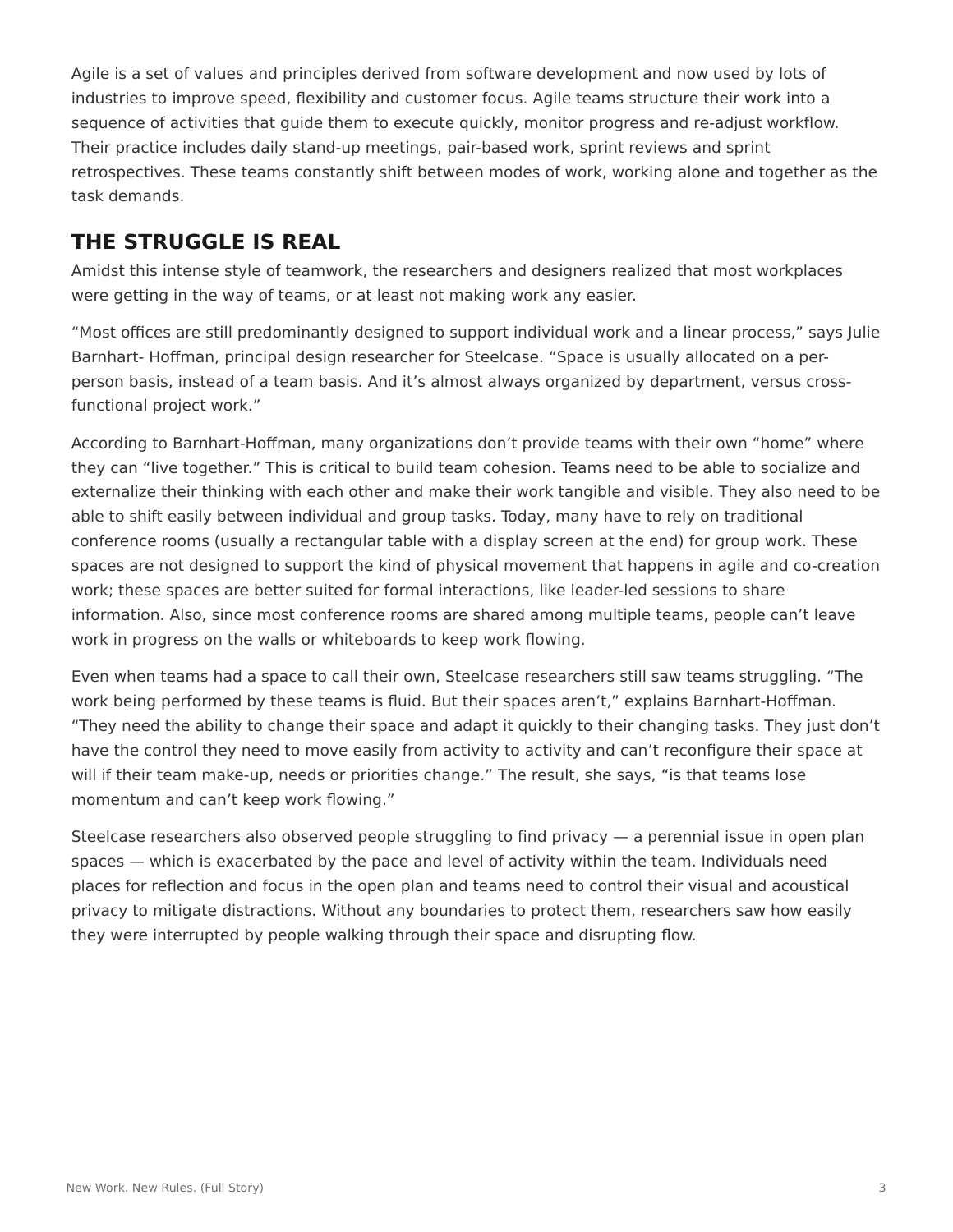Agile is a set of values and principles derived from software development and now used by lots of industries to improve speed, flexibility and customer focus. Agile teams structure their work into a sequence of activities that guide them to execute quickly, monitor progress and re-adjust workflow. Their practice includes daily stand-up meetings, pair-based work, sprint reviews and sprint retrospectives. These teams constantly shift between modes of work, working alone and together as the task demands.

## THE STRUGGLE IS REAL

Amidst this intense style of teamwork, the researchers and designers realized that most workplaces were getting in the way of teams, or at least not making work any easier.

"Most offices are still predominantly designed to support individual work and a linear process," says Julie Barnhart- Hoffman, principal design researcher for Steelcase. "Space is usually allocated on a per-person basis, instead of a team basis. And it's almost always organized by department, versus cross-functional project work."

According to Barnhart-Hoffman, many organizations don't provide teams with their own "home" where they can "live together." This is critical to build team cohesion. Teams need to be able to socialize and externalize their thinking with each other and make their work tangible and visible. They also need to be able to shift easily between individual and group tasks. Today, many have to rely on traditional conference rooms (usually a rectangular table with a display screen at the end) for group work. These spaces are not designed to support the kind of physical movement that happens in agile and co-creation work; these spaces are better suited for formal interactions, like leader-led sessions to share information. Also, since most conference rooms are shared among multiple teams, people can't leave work in progress on the walls or whiteboards to keep work flowing.

Even when teams had a space to call their own, Steelcase researchers still saw teams struggling. "The work being performed by these teams is fluid. But their spaces aren't," explains Barnhart-Hoffman. "They need the ability to change their space and adapt it quickly to their changing tasks. They just don't have the control they need to move easily from activity to activity and can't reconfigure their space at will if their team make-up, needs or priorities change." The result, she says, "is that teams lose momentum and can't keep work flowing."

Steelcase researchers also observed people struggling to find privacy — a perennial issue in open plan spaces — which is exacerbated by the pace and level of activity within the team. Individuals need places for reflection and focus in the open plan and teams need to control their visual and acoustical privacy to mitigate distractions. Without any boundaries to protect them, researchers saw how easily they were interrupted by people walking through their space and disrupting flow.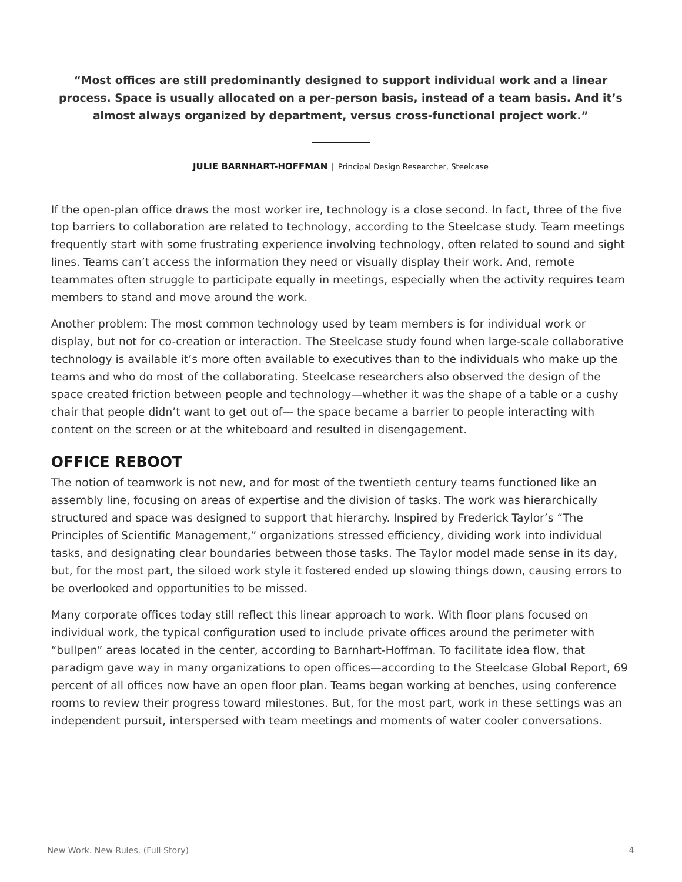**"Most offices are still predominantly designed to support individual work and a linear process. Space is usually allocated on a per-person basis, instead of a team basis. And it's almost always organized by department, versus cross-functional project work."**

---

**JULIE BARNHART-HOFFMAN** | Principal Design Researcher, Steelcase

If the open-plan office draws the most worker ire, technology is a close second. In fact, three of the five top barriers to collaboration are related to technology, according to the Steelcase study. Team meetings frequently start with some frustrating experience involving technology, often related to sound and sight lines. Teams can't access the information they need or visually display their work. And, remote teammates often struggle to participate equally in meetings, especially when the activity requires team members to stand and move around the work.

Another problem: The most common technology used by team members is for individual work or display, but not for co-creation or interaction. The Steelcase study found when large-scale collaborative technology is available it's more often available to executives than to the individuals who make up the teams and who do most of the collaborating. Steelcase researchers also observed the design of the space created friction between people and technology—whether it was the shape of a table or a cushy chair that people didn't want to get out of— the space became a barrier to people interacting with content on the screen or at the whiteboard and resulted in disengagement.

## OFFICE REBOOT

The notion of teamwork is not new, and for most of the twentieth century teams functioned like an assembly line, focusing on areas of expertise and the division of tasks. The work was hierarchically structured and space was designed to support that hierarchy. Inspired by Frederick Taylor's "The Principles of Scientific Management," organizations stressed efficiency, dividing work into individual tasks, and designating clear boundaries between those tasks. The Taylor model made sense in its day, but, for the most part, the siloed work style it fostered ended up slowing things down, causing errors to be overlooked and opportunities to be missed.

Many corporate offices today still reflect this linear approach to work. With floor plans focused on individual work, the typical configuration used to include private offices around the perimeter with "bullpen" areas located in the center, according to Barnhart-Hoffman. To facilitate idea flow, that paradigm gave way in many organizations to open offices—according to the Steelcase Global Report, 69 percent of all offices now have an open floor plan. Teams began working at benches, using conference rooms to review their progress toward milestones. But, for the most part, work in these settings was an independent pursuit, interspersed with team meetings and moments of water cooler conversations.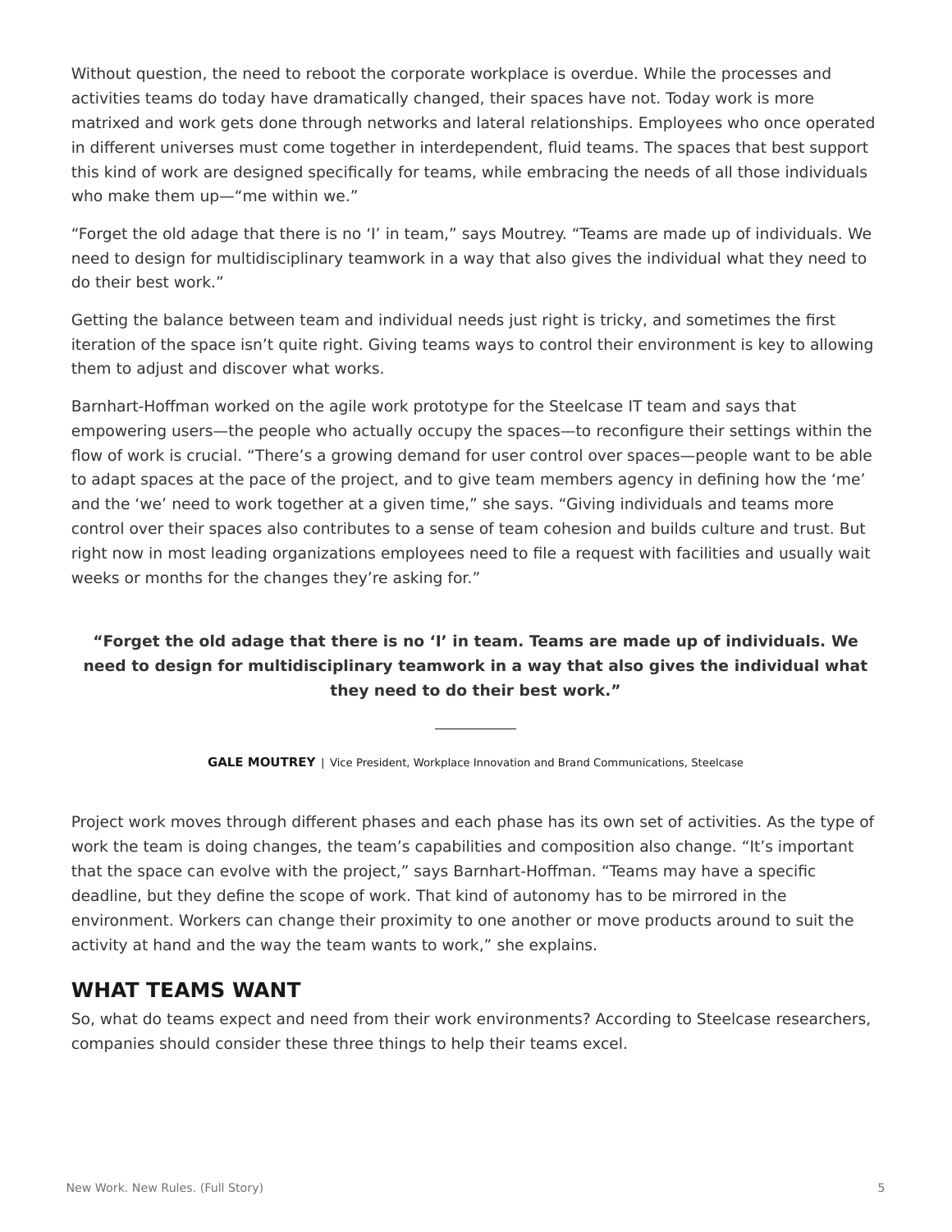Without question, the need to reboot the corporate workplace is overdue. While the processes and activities teams do today have dramatically changed, their spaces have not. Today work is more matrixed and work gets done through networks and lateral relationships. Employees who once operated in different universes must come together in interdependent, fluid teams. The spaces that best support this kind of work are designed specifically for teams, while embracing the needs of all those individuals who make them up—“me within we.”

“Forget the old adage that there is no ‘I’ in team,” says Moutrey. “Teams are made up of individuals. We need to design for multidisciplinary teamwork in a way that also gives the individual what they need to do their best work.”

Getting the balance between team and individual needs just right is tricky, and sometimes the first iteration of the space isn’t quite right. Giving teams ways to control their environment is key to allowing them to adjust and discover what works.

Barnhart-Hoffman worked on the agile work prototype for the Steelcase IT team and says that empowering users—the people who actually occupy the spaces—to reconfigure their settings within the flow of work is crucial. “There’s a growing demand for user control over spaces—people want to be able to adapt spaces at the pace of the project, and to give team members agency in defining how the ‘me’ and the ‘we’ need to work together at a given time,” she says. “Giving individuals and teams more control over their spaces also contributes to a sense of team cohesion and builds culture and trust. But right now in most leading organizations employees need to file a request with facilities and usually wait weeks or months for the changes they’re asking for.”

**“Forget the old adage that there is no ‘I’ in team. Teams are made up of individuals. We need to design for multidisciplinary teamwork in a way that also gives the individual what they need to do their best work.”**

**GALE MOUTREY** | Vice President, Workplace Innovation and Brand Communications, Steelcase

Project work moves through different phases and each phase has its own set of activities. As the type of work the team is doing changes, the team’s capabilities and composition also change. “It’s important that the space can evolve with the project,” says Barnhart-Hoffman. “Teams may have a specific deadline, but they define the scope of work. That kind of autonomy has to be mirrored in the environment. Workers can change their proximity to one another or move products around to suit the activity at hand and the way the team wants to work,” she explains.

## WHAT TEAMS WANT

So, what do teams expect and need from their work environments? According to Steelcase researchers, companies should consider these three things to help their teams excel.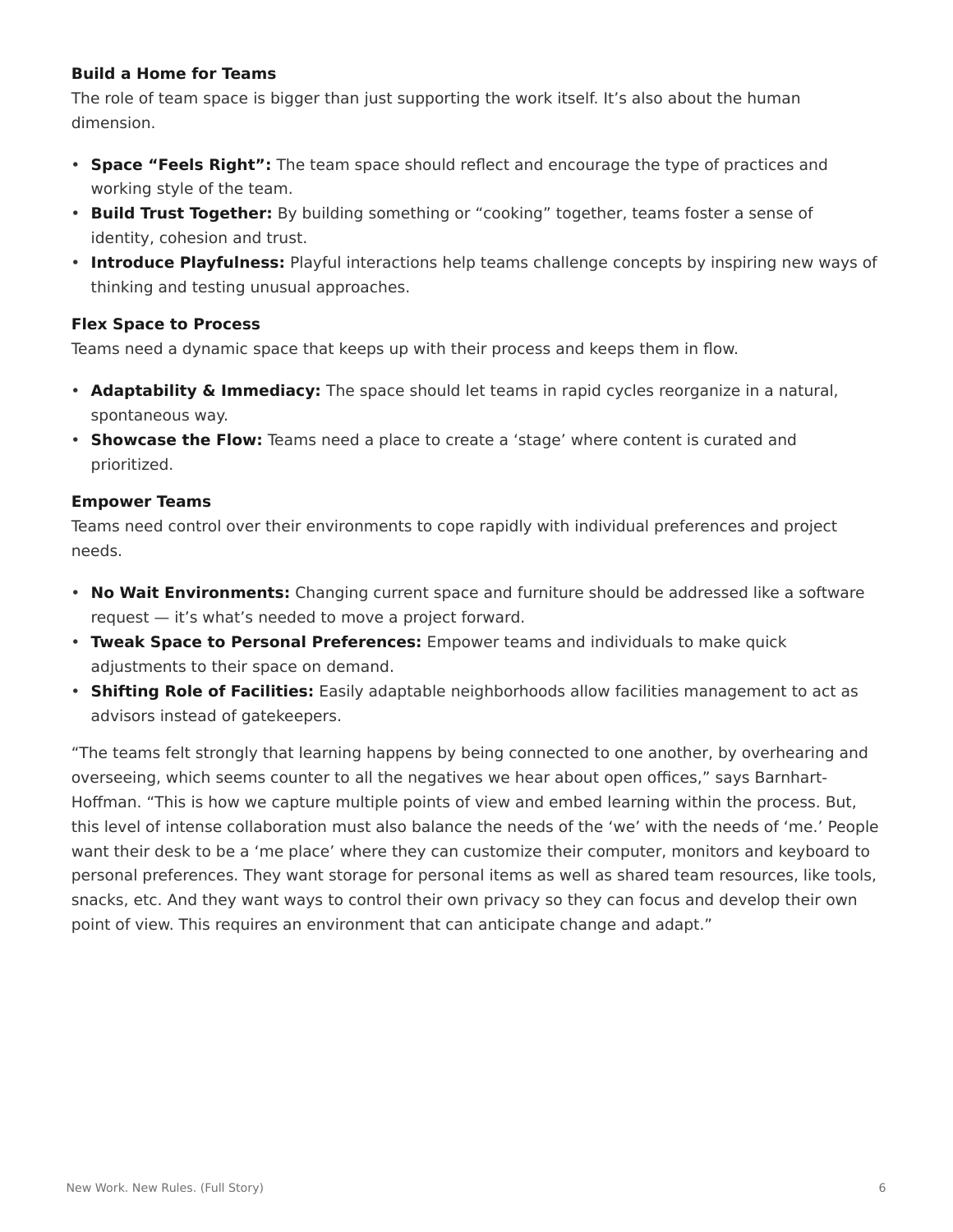### Build a Home for Teams

The role of team space is bigger than just supporting the work itself. It's also about the human dimension.

- **Space "Feels Right":** The team space should reflect and encourage the type of practices and working style of the team.
- **Build Trust Together:** By building something or "cooking" together, teams foster a sense of identity, cohesion and trust.
- **Introduce Playfulness:** Playful interactions help teams challenge concepts by inspiring new ways of thinking and testing unusual approaches.

### Flex Space to Process

Teams need a dynamic space that keeps up with their process and keeps them in flow.

- **Adaptability & Immediacy:** The space should let teams in rapid cycles reorganize in a natural, spontaneous way.
- **Showcase the Flow:** Teams need a place to create a 'stage' where content is curated and prioritized.

### Empower Teams

Teams need control over their environments to cope rapidly with individual preferences and project needs.

- **No Wait Environments:** Changing current space and furniture should be addressed like a software request — it's what's needed to move a project forward.
- **Tweak Space to Personal Preferences:** Empower teams and individuals to make quick adjustments to their space on demand.
- **Shifting Role of Facilities:** Easily adaptable neighborhoods allow facilities management to act as advisors instead of gatekeepers.

"The teams felt strongly that learning happens by being connected to one another, by overhearing and overseeing, which seems counter to all the negatives we hear about open offices," says Barnhart-Hoffman. "This is how we capture multiple points of view and embed learning within the process. But, this level of intense collaboration must also balance the needs of the 'we' with the needs of 'me.' People want their desk to be a 'me place' where they can customize their computer, monitors and keyboard to personal preferences. They want storage for personal items as well as shared team resources, like tools, snacks, etc. And they want ways to control their own privacy so they can focus and develop their own point of view. This requires an environment that can anticipate change and adapt."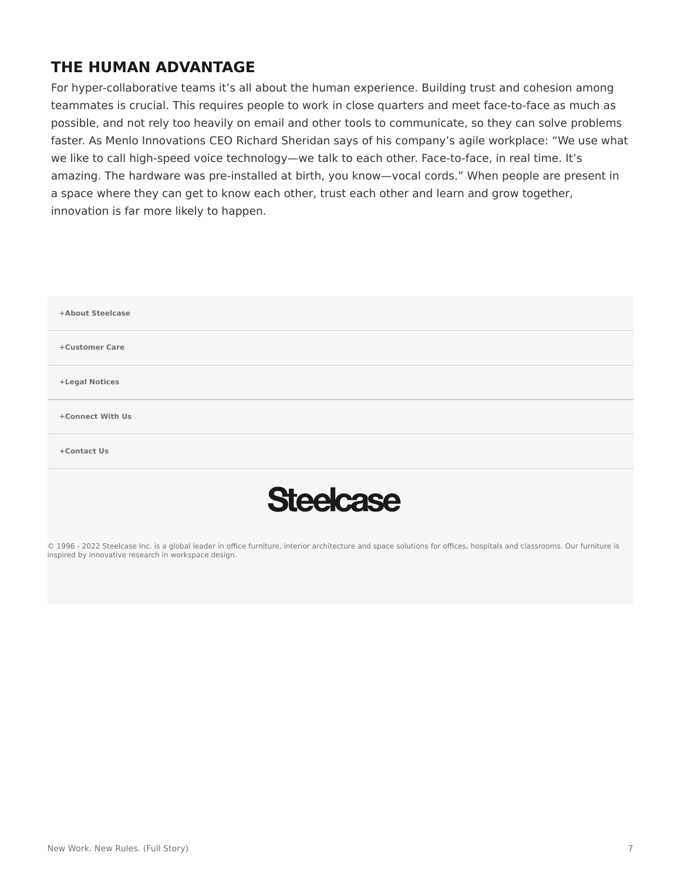## THE HUMAN ADVANTAGE

For hyper-collaborative teams it's all about the human experience. Building trust and cohesion among teammates is crucial. This requires people to work in close quarters and meet face-to-face as much as possible, and not rely too heavily on email and other tools to communicate, so they can solve problems faster. As Menlo Innovations CEO Richard Sheridan says of his company's agile workplace: "We use what we like to call high-speed voice technology—we talk to each other. Face-to-face, in real time. It's amazing. The hardware was pre-installed at birth, you know—vocal cords." When people are present in a space where they can get to know each other, trust each other and learn and grow together, innovation is far more likely to happen.

+About Steelcase

+Customer Care

+Legal Notices

+Connect With Us

+Contact Us

Steelcase

© 1996 - 2022 Steelcase Inc. is a global leader in office furniture, interior architecture and space solutions for offices, hospitals and classrooms. Our furniture is inspired by innovative research in workspace design.